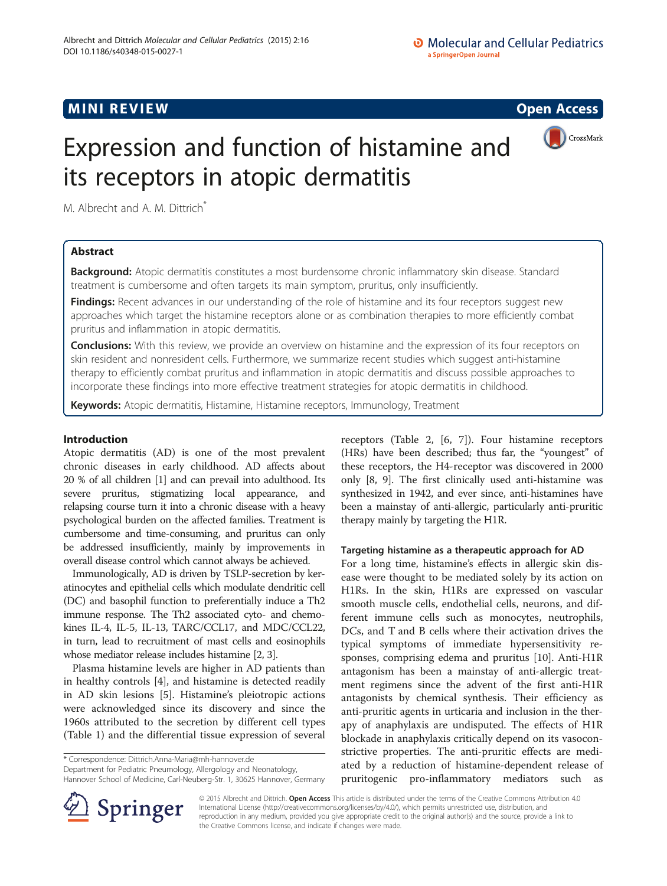MINI REVIEW Open Access

# Expression and function of histamine and its receptors in atopic dermatitis

M. Albrecht and A. M. Dittrich*

## Abstract

**Background:** Atopic dermatitis constitutes a most burdensome chronic inflammatory skin disease. Standard treatment is cumbersome and often targets its main symptom, pruritus, only insufficiently.

**Findings:** Recent advances in our understanding of the role of histamine and its four receptors suggest new approaches which target the histamine receptors alone or as combination therapies to more efficiently combat pruritus and inflammation in atopic dermatitis.

**Conclusions:** With this review, we provide an overview on histamine and the expression of its four receptors on skin resident and nonresident cells. Furthermore, we summarize recent studies which suggest anti-histamine therapy to efficiently combat pruritus and inflammation in atopic dermatitis and discuss possible approaches to incorporate these findings into more effective treatment strategies for atopic dermatitis in childhood.

**Keywords:** Atopic dermatitis, Histamine, Histamine receptors, Immunology, Treatment

## Introduction

Atopic dermatitis (AD) is one of the most prevalent chronic diseases in early childhood. AD affects about 20 % of all children [1] and can prevail into adulthood. Its severe pruritus, stigmatizing local appearance, and relapsing course turn it into a chronic disease with a heavy psychological burden on the affected families. Treatment is cumbersome and time-consuming, and pruritus can only be addressed insufficiently, mainly by improvements in overall disease control which cannot always be achieved.

Immunologically, AD is driven by TSLP-secretion by keratinocytes and epithelial cells which modulate dendritic cell (DC) and basophil function to preferentially induce a Th2 immune response. The Th2 associated cyto- and chemokines IL-4, IL-5, IL-13, TARC/CCL17, and MDC/CCL22, in turn, lead to recruitment of mast cells and eosinophils whose mediator release includes histamine [2, 3].

Plasma histamine levels are higher in AD patients than in healthy controls [4], and histamine is detected readily in AD skin lesions [5]. Histamine's pleiotropic actions were acknowledged since its discovery and since the 1960s attributed to the secretion by different cell types (Table 1) and the differential tissue expression of several receptors (Table 2, [6, 7]). Four histamine receptors (HRs) have been described; thus far, the "youngest" of these receptors, the H4-receptor was discovered in 2000 only [8, 9]. The first clinically used anti-histamine was synthesized in 1942, and ever since, anti-histamines have been a mainstay of anti-allergic, particularly anti-pruritic therapy mainly by targeting the H1R.

### Targeting histamine as a therapeutic approach for AD

For a long time, histamine's effects in allergic skin disease were thought to be mediated solely by its action on H1Rs. In the skin, H1Rs are expressed on vascular smooth muscle cells, endothelial cells, neurons, and different immune cells such as monocytes, neutrophils, DCs, and T and B cells where their activation drives the typical symptoms of immediate hypersensitivity responses, comprising edema and pruritus [10]. Anti-H1R antagonism has been a mainstay of anti-allergic treatment regimens since the advent of the first anti-H1R antagonists by chemical synthesis. Their efficiency as anti-pruritic agents in urticaria and inclusion in the therapy of anaphylaxis are undisputed. The effects of H1R blockade in anaphylaxis critically depend on its vasoconstrictive properties. The anti-pruritic effects are mediated by a reduction of histamine-dependent release of pruritogenic pro-inflammatory mediators such as

* Correspondence: Dittrich.Anna-Maria@mh-hannover.de
Department for Pediatric Pneumology, Allergology and Neonatology, Hannover School of Medicine, Carl-Neuberg-Str. 1, 30625 Hannover, Germany

© 2015 Albrecht and Dittrich. **Open Access** This article is distributed under the terms of the Creative Commons Attribution 4.0 International License (http://creativecommons.org/licenses/by/4.0/), which permits unrestricted use, distribution, and reproduction in any medium, provided you give appropriate credit to the original author(s) and the source, provide a link to the Creative Commons license, and indicate if changes were made.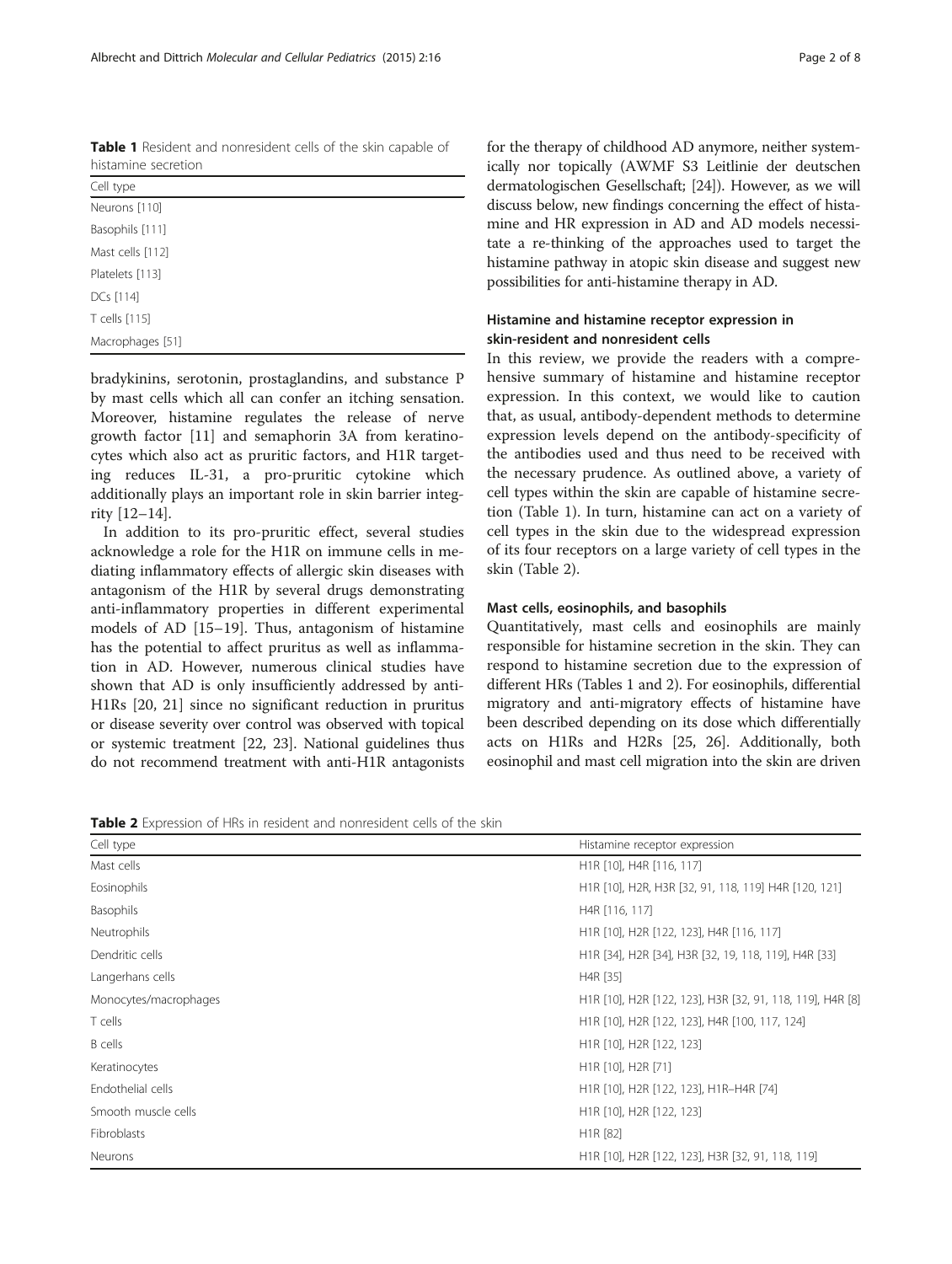**Table 1** Resident and nonresident cells of the skin capable of histamine secretion

| Cell type |
|---|
| Neurons [110] |
| Basophils [111] |
| Mast cells [112] |
| Platelets [113] |
| DCs [114] |
| T cells [115] |
| Macrophages [51] |

bradykinins, serotonin, prostaglandins, and substance P by mast cells which all can confer an itching sensation. Moreover, histamine regulates the release of nerve growth factor [11] and semaphorin 3A from keratinocytes which also act as pruritic factors, and H1R targeting reduces IL-31, a pro-pruritic cytokine which additionally plays an important role in skin barrier integrity [12–14].

In addition to its pro-pruritic effect, several studies acknowledge a role for the H1R on immune cells in mediating inflammatory effects of allergic skin diseases with antagonism of the H1R by several drugs demonstrating anti-inflammatory properties in different experimental models of AD [15–19]. Thus, antagonism of histamine has the potential to affect pruritus as well as inflammation in AD. However, numerous clinical studies have shown that AD is only insufficiently addressed by anti-H1Rs [20, 21] since no significant reduction in pruritus or disease severity over control was observed with topical or systemic treatment [22, 23]. National guidelines thus do not recommend treatment with anti-H1R antagonists for the therapy of childhood AD anymore, neither systemically nor topically (AWMF S3 Leitlinie der deutschen dermatologischen Gesellschaft; [24]). However, as we will discuss below, new findings concerning the effect of histamine and HR expression in AD and AD models necessitate a re-thinking of the approaches used to target the histamine pathway in atopic skin disease and suggest new possibilities for anti-histamine therapy in AD.

## Histamine and histamine receptor expression in skin-resident and nonresident cells

In this review, we provide the readers with a comprehensive summary of histamine and histamine receptor expression. In this context, we would like to caution that, as usual, antibody-dependent methods to determine expression levels depend on the antibody-specificity of the antibodies used and thus need to be received with the necessary prudence. As outlined above, a variety of cell types within the skin are capable of histamine secretion (Table 1). In turn, histamine can act on a variety of cell types in the skin due to the widespread expression of its four receptors on a large variety of cell types in the skin (Table 2).

### Mast cells, eosinophils, and basophils

Quantitatively, mast cells and eosinophils are mainly responsible for histamine secretion in the skin. They can respond to histamine secretion due to the expression of different HRs (Tables 1 and 2). For eosinophils, differential migratory and anti-migratory effects of histamine have been described depending on its dose which differentially acts on H1Rs and H2Rs [25, 26]. Additionally, both eosinophil and mast cell migration into the skin are driven

**Table 2** Expression of HRs in resident and nonresident cells of the skin

| Cell type | Histamine receptor expression |
|---|---|
| Mast cells | H1R [10], H4R [116, 117] |
| Eosinophils | H1R [10], H2R, H3R [32, 91, 118, 119] H4R [120, 121] |
| Basophils | H4R [116, 117] |
| Neutrophils | H1R [10], H2R [122, 123], H4R [116, 117] |
| Dendritic cells | H1R [34], H2R [34], H3R [32, 19, 118, 119], H4R [33] |
| Langerhans cells | H4R [35] |
| Monocytes/macrophages | H1R [10], H2R [122, 123], H3R [32, 91, 118, 119], H4R [8] |
| T cells | H1R [10], H2R [122, 123], H4R [100, 117, 124] |
| B cells | H1R [10], H2R [122, 123] |
| Keratinocytes | H1R [10], H2R [71] |
| Endothelial cells | H1R [10], H2R [122, 123], H1R–H4R [74] |
| Smooth muscle cells | H1R [10], H2R [122, 123] |
| Fibroblasts | H1R [82] |
| Neurons | H1R [10], H2R [122, 123], H3R [32, 91, 118, 119] |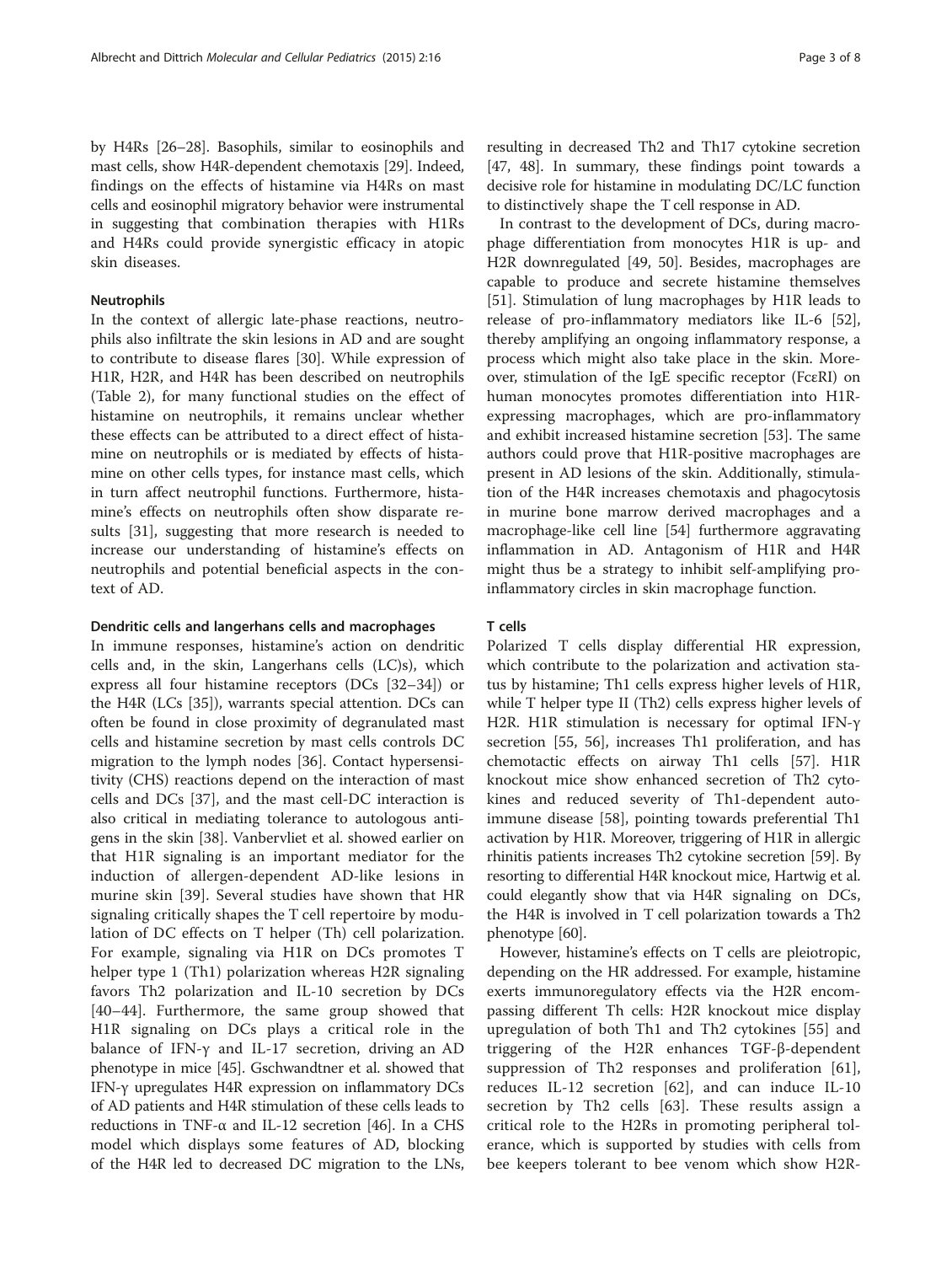by H4Rs [26–28]. Basophils, similar to eosinophils and mast cells, show H4R-dependent chemotaxis [29]. Indeed, findings on the effects of histamine via H4Rs on mast cells and eosinophil migratory behavior were instrumental in suggesting that combination therapies with H1Rs and H4Rs could provide synergistic efficacy in atopic skin diseases.

#### Neutrophils

In the context of allergic late-phase reactions, neutrophils also infiltrate the skin lesions in AD and are sought to contribute to disease flares [30]. While expression of H1R, H2R, and H4R has been described on neutrophils (Table 2), for many functional studies on the effect of histamine on neutrophils, it remains unclear whether these effects can be attributed to a direct effect of histamine on neutrophils or is mediated by effects of histamine on other cells types, for instance mast cells, which in turn affect neutrophil functions. Furthermore, histamine's effects on neutrophils often show disparate results [31], suggesting that more research is needed to increase our understanding of histamine's effects on neutrophils and potential beneficial aspects in the context of AD.

#### Dendritic cells and langerhans cells and macrophages

In immune responses, histamine's action on dendritic cells and, in the skin, Langerhans cells (LC)s), which express all four histamine receptors (DCs [32–34]) or the H4R (LCs [35]), warrants special attention. DCs can often be found in close proximity of degranulated mast cells and histamine secretion by mast cells controls DC migration to the lymph nodes [36]. Contact hypersensitivity (CHS) reactions depend on the interaction of mast cells and DCs [37], and the mast cell-DC interaction is also critical in mediating tolerance to autologous antigens in the skin [38]. Vanbervliet et al. showed earlier on that H1R signaling is an important mediator for the induction of allergen-dependent AD-like lesions in murine skin [39]. Several studies have shown that HR signaling critically shapes the T cell repertoire by modulation of DC effects on T helper (Th) cell polarization. For example, signaling via H1R on DCs promotes T helper type 1 (Th1) polarization whereas H2R signaling favors Th2 polarization and IL-10 secretion by DCs [40–44]. Furthermore, the same group showed that H1R signaling on DCs plays a critical role in the balance of IFN-γ and IL-17 secretion, driving an AD phenotype in mice [45]. Gschwandtner et al. showed that IFN-γ upregulates H4R expression on inflammatory DCs of AD patients and H4R stimulation of these cells leads to reductions in TNF-α and IL-12 secretion [46]. In a CHS model which displays some features of AD, blocking of the H4R led to decreased DC migration to the LNs, resulting in decreased Th2 and Th17 cytokine secretion [47, 48]. In summary, these findings point towards a decisive role for histamine in modulating DC/LC function to distinctively shape the T cell response in AD.

In contrast to the development of DCs, during macrophage differentiation from monocytes H1R is up- and H2R downregulated [49, 50]. Besides, macrophages are capable to produce and secrete histamine themselves [51]. Stimulation of lung macrophages by H1R leads to release of pro-inflammatory mediators like IL-6 [52], thereby amplifying an ongoing inflammatory response, a process which might also take place in the skin. Moreover, stimulation of the IgE specific receptor (FcεRI) on human monocytes promotes differentiation into H1R-expressing macrophages, which are pro-inflammatory and exhibit increased histamine secretion [53]. The same authors could prove that H1R-positive macrophages are present in AD lesions of the skin. Additionally, stimulation of the H4R increases chemotaxis and phagocytosis in murine bone marrow derived macrophages and a macrophage-like cell line [54] furthermore aggravating inflammation in AD. Antagonism of H1R and H4R might thus be a strategy to inhibit self-amplifying pro-inflammatory circles in skin macrophage function.

#### T cells

Polarized T cells display differential HR expression, which contribute to the polarization and activation status by histamine; Th1 cells express higher levels of H1R, while T helper type II (Th2) cells express higher levels of H2R. H1R stimulation is necessary for optimal IFN-γ secretion [55, 56], increases Th1 proliferation, and has chemotactic effects on airway Th1 cells [57]. H1R knockout mice show enhanced secretion of Th2 cytokines and reduced severity of Th1-dependent autoimmune disease [58], pointing towards preferential Th1 activation by H1R. Moreover, triggering of H1R in allergic rhinitis patients increases Th2 cytokine secretion [59]. By resorting to differential H4R knockout mice, Hartwig et al. could elegantly show that via H4R signaling on DCs, the H4R is involved in T cell polarization towards a Th2 phenotype [60].

However, histamine's effects on T cells are pleiotropic, depending on the HR addressed. For example, histamine exerts immunoregulatory effects via the H2R encompassing different Th cells: H2R knockout mice display upregulation of both Th1 and Th2 cytokines [55] and triggering of the H2R enhances TGF-β-dependent suppression of Th2 responses and proliferation [61], reduces IL-12 secretion [62], and can induce IL-10 secretion by Th2 cells [63]. These results assign a critical role to the H2Rs in promoting peripheral tolerance, which is supported by studies with cells from bee keepers tolerant to bee venom which show H2R-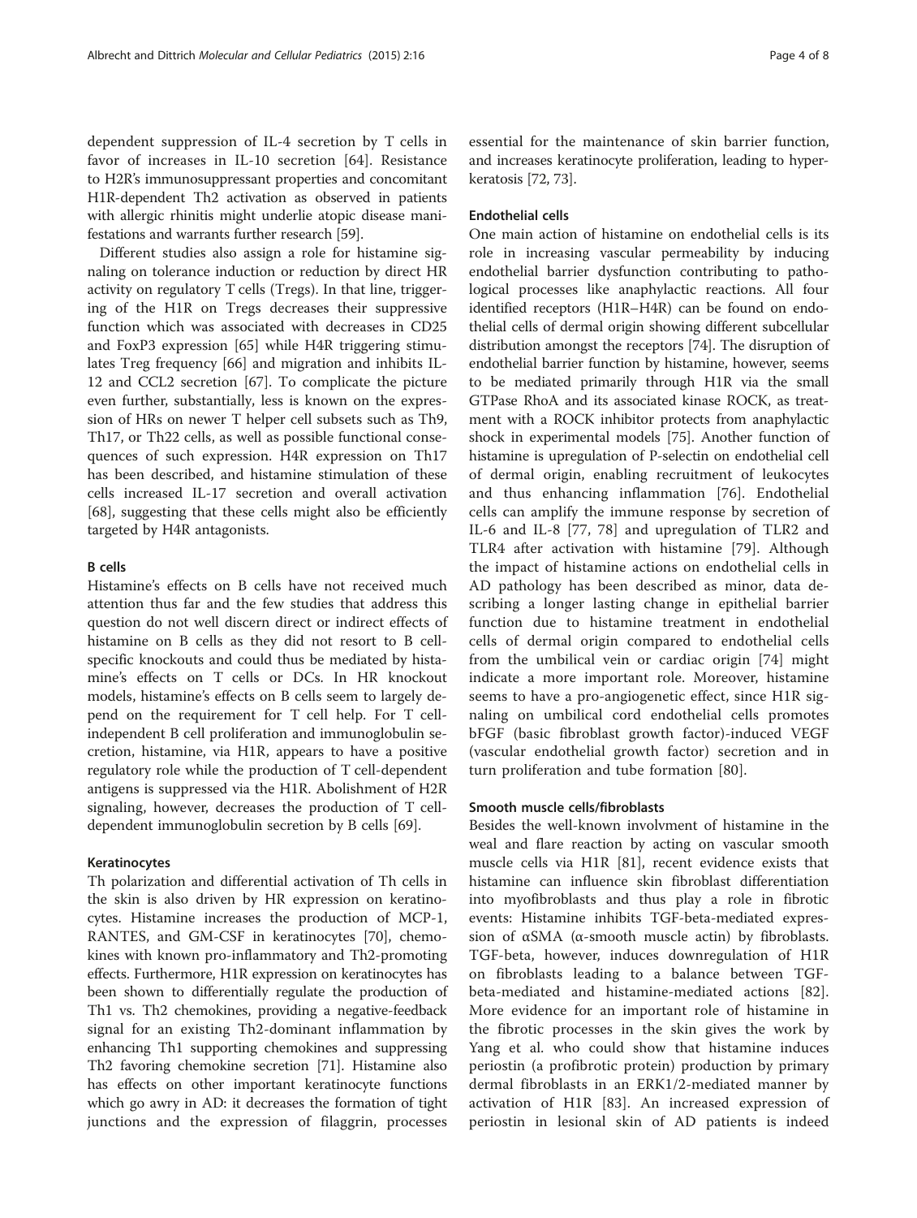dependent suppression of IL-4 secretion by T cells in favor of increases in IL-10 secretion [64]. Resistance to H2R's immunosuppressant properties and concomitant H1R-dependent Th2 activation as observed in patients with allergic rhinitis might underlie atopic disease manifestations and warrants further research [59].

Different studies also assign a role for histamine signaling on tolerance induction or reduction by direct HR activity on regulatory T cells (Tregs). In that line, triggering of the H1R on Tregs decreases their suppressive function which was associated with decreases in CD25 and FoxP3 expression [65] while H4R triggering stimulates Treg frequency [66] and migration and inhibits IL-12 and CCL2 secretion [67]. To complicate the picture even further, substantially, less is known on the expression of HRs on newer T helper cell subsets such as Th9, Th17, or Th22 cells, as well as possible functional consequences of such expression. H4R expression on Th17 has been described, and histamine stimulation of these cells increased IL-17 secretion and overall activation [68], suggesting that these cells might also be efficiently targeted by H4R antagonists.

#### B cells

Histamine's effects on B cells have not received much attention thus far and the few studies that address this question do not well discern direct or indirect effects of histamine on B cells as they did not resort to B cell-specific knockouts and could thus be mediated by histamine's effects on T cells or DCs. In HR knockout models, histamine's effects on B cells seem to largely depend on the requirement for T cell help. For T cell-independent B cell proliferation and immunoglobulin secretion, histamine, via H1R, appears to have a positive regulatory role while the production of T cell-dependent antigens is suppressed via the H1R. Abolishment of H2R signaling, however, decreases the production of T cell-dependent immunoglobulin secretion by B cells [69].

#### Keratinocytes

Th polarization and differential activation of Th cells in the skin is also driven by HR expression on keratinocytes. Histamine increases the production of MCP-1, RANTES, and GM-CSF in keratinocytes [70], chemokines with known pro-inflammatory and Th2-promoting effects. Furthermore, H1R expression on keratinocytes has been shown to differentially regulate the production of Th1 vs. Th2 chemokines, providing a negative-feedback signal for an existing Th2-dominant inflammation by enhancing Th1 supporting chemokines and suppressing Th2 favoring chemokine secretion [71]. Histamine also has effects on other important keratinocyte functions which go awry in AD: it decreases the formation of tight junctions and the expression of filaggrin, processes essential for the maintenance of skin barrier function, and increases keratinocyte proliferation, leading to hyperkeratosis [72, 73].

#### Endothelial cells

One main action of histamine on endothelial cells is its role in increasing vascular permeability by inducing endothelial barrier dysfunction contributing to pathological processes like anaphylactic reactions. All four identified receptors (H1R–H4R) can be found on endothelial cells of dermal origin showing different subcellular distribution amongst the receptors [74]. The disruption of endothelial barrier function by histamine, however, seems to be mediated primarily through H1R via the small GTPase RhoA and its associated kinase ROCK, as treatment with a ROCK inhibitor protects from anaphylactic shock in experimental models [75]. Another function of histamine is upregulation of P-selectin on endothelial cell of dermal origin, enabling recruitment of leukocytes and thus enhancing inflammation [76]. Endothelial cells can amplify the immune response by secretion of IL-6 and IL-8 [77, 78] and upregulation of TLR2 and TLR4 after activation with histamine [79]. Although the impact of histamine actions on endothelial cells in AD pathology has been described as minor, data describing a longer lasting change in epithelial barrier function due to histamine treatment in endothelial cells of dermal origin compared to endothelial cells from the umbilical vein or cardiac origin [74] might indicate a more important role. Moreover, histamine seems to have a pro-angiogenetic effect, since H1R signaling on umbilical cord endothelial cells promotes bFGF (basic fibroblast growth factor)-induced VEGF (vascular endothelial growth factor) secretion and in turn proliferation and tube formation [80].

#### Smooth muscle cells/fibroblasts

Besides the well-known involvment of histamine in the weal and flare reaction by acting on vascular smooth muscle cells via H1R [81], recent evidence exists that histamine can influence skin fibroblast differentiation into myofibroblasts and thus play a role in fibrotic events: Histamine inhibits TGF-beta-mediated expression of αSMA (α-smooth muscle actin) by fibroblasts. TGF-beta, however, induces downregulation of H1R on fibroblasts leading to a balance between TGF-beta-mediated and histamine-mediated actions [82]. More evidence for an important role of histamine in the fibrotic processes in the skin gives the work by Yang et al. who could show that histamine induces periostin (a profibrotic protein) production by primary dermal fibroblasts in an ERK1/2-mediated manner by activation of H1R [83]. An increased expression of periostin in lesional skin of AD patients is indeed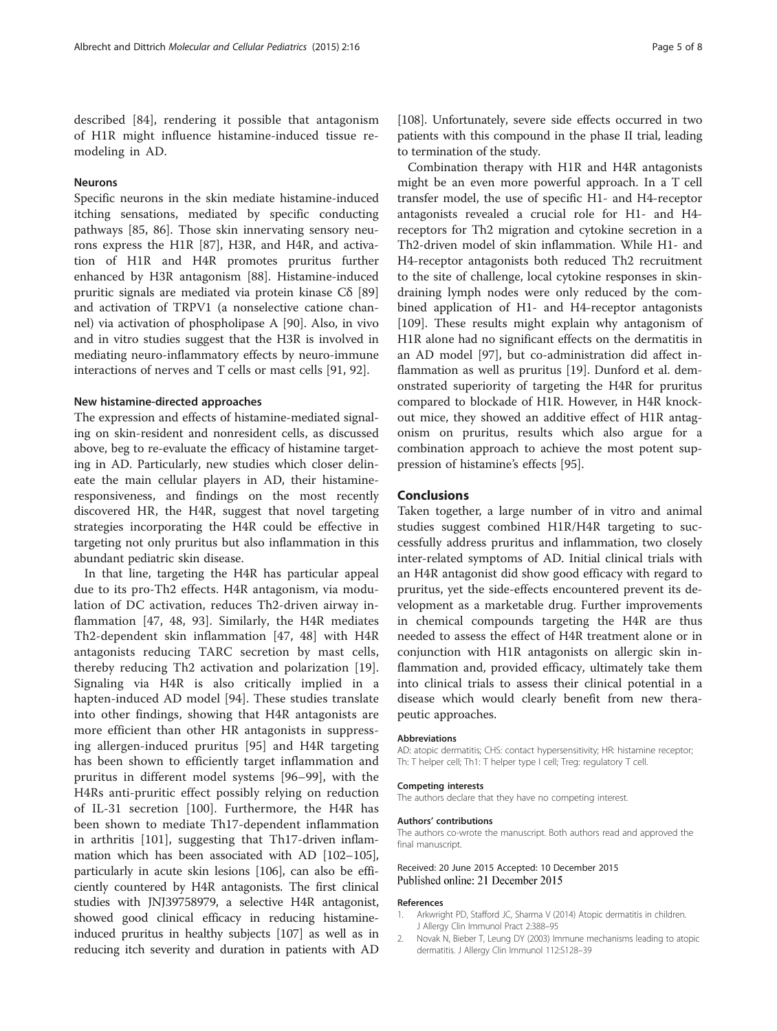described [84], rendering it possible that antagonism of H1R might influence histamine-induced tissue remodeling in AD.

#### Neurons

Specific neurons in the skin mediate histamine-induced itching sensations, mediated by specific conducting pathways [85, 86]. Those skin innervating sensory neurons express the H1R [87], H3R, and H4R, and activation of H1R and H4R promotes pruritus further enhanced by H3R antagonism [88]. Histamine-induced pruritic signals are mediated via protein kinase Cδ [89] and activation of TRPV1 (a nonselective catione channel) via activation of phospholipase A [90]. Also, in vivo and in vitro studies suggest that the H3R is involved in mediating neuro-inflammatory effects by neuro-immune interactions of nerves and T cells or mast cells [91, 92].

#### New histamine-directed approaches

The expression and effects of histamine-mediated signaling on skin-resident and nonresident cells, as discussed above, beg to re-evaluate the efficacy of histamine targeting in AD. Particularly, new studies which closer delineate the main cellular players in AD, their histamine-responsiveness, and findings on the most recently discovered HR, the H4R, suggest that novel targeting strategies incorporating the H4R could be effective in targeting not only pruritus but also inflammation in this abundant pediatric skin disease.

In that line, targeting the H4R has particular appeal due to its pro-Th2 effects. H4R antagonism, via modulation of DC activation, reduces Th2-driven airway inflammation [47, 48, 93]. Similarly, the H4R mediates Th2-dependent skin inflammation [47, 48] with H4R antagonists reducing TARC secretion by mast cells, thereby reducing Th2 activation and polarization [19]. Signaling via H4R is also critically implied in a hapten-induced AD model [94]. These studies translate into other findings, showing that H4R antagonists are more efficient than other HR antagonists in suppressing allergen-induced pruritus [95] and H4R targeting has been shown to efficiently target inflammation and pruritus in different model systems [96–99], with the H4Rs anti-pruritic effect possibly relying on reduction of IL-31 secretion [100]. Furthermore, the H4R has been shown to mediate Th17-dependent inflammation in arthritis [101], suggesting that Th17-driven inflammation which has been associated with AD [102–105], particularly in acute skin lesions [106], can also be efficiently countered by H4R antagonists. The first clinical studies with JNJ39758979, a selective H4R antagonist, showed good clinical efficacy in reducing histamine-induced pruritus in healthy subjects [107] as well as in reducing itch severity and duration in patients with AD [108]. Unfortunately, severe side effects occurred in two patients with this compound in the phase II trial, leading to termination of the study.

Combination therapy with H1R and H4R antagonists might be an even more powerful approach. In a T cell transfer model, the use of specific H1- and H4-receptor antagonists revealed a crucial role for H1- and H4-receptors for Th2 migration and cytokine secretion in a Th2-driven model of skin inflammation. While H1- and H4-receptor antagonists both reduced Th2 recruitment to the site of challenge, local cytokine responses in skin-draining lymph nodes were only reduced by the combined application of H1- and H4-receptor antagonists [109]. These results might explain why antagonism of H1R alone had no significant effects on the dermatitis in an AD model [97], but co-administration did affect inflammation as well as pruritus [19]. Dunford et al. demonstrated superiority of targeting the H4R for pruritus compared to blockade of H1R. However, in H4R knockout mice, they showed an additive effect of H1R antagonism on pruritus, results which also argue for a combination approach to achieve the most potent suppression of histamine's effects [95].

## Conclusions

Taken together, a large number of in vitro and animal studies suggest combined H1R/H4R targeting to successfully address pruritus and inflammation, two closely inter-related symptoms of AD. Initial clinical trials with an H4R antagonist did show good efficacy with regard to pruritus, yet the side-effects encountered prevent its development as a marketable drug. Further improvements in chemical compounds targeting the H4R are thus needed to assess the effect of H4R treatment alone or in conjunction with H1R antagonists on allergic skin inflammation and, provided efficacy, ultimately take them into clinical trials to assess their clinical potential in a disease which would clearly benefit from new therapeutic approaches.

#### Abbreviations

AD: atopic dermatitis; CHS: contact hypersensitivity; HR: histamine receptor; Th: T helper cell; Th1: T helper type I cell; Treg: regulatory T cell.

#### Competing interests

The authors declare that they have no competing interest.

#### Authors' contributions

The authors co-wrote the manuscript. Both authors read and approved the final manuscript.

Received: 20 June 2015 Accepted: 10 December 2015
Published online: 21 December 2015

#### References

1. Arkwright PD, Stafford JC, Sharma V (2014) Atopic dermatitis in children. J Allergy Clin Immunol Pract 2:388–95
2. Novak N, Bieber T, Leung DY (2003) Immune mechanisms leading to atopic dermatitis. J Allergy Clin Immunol 112:S128–39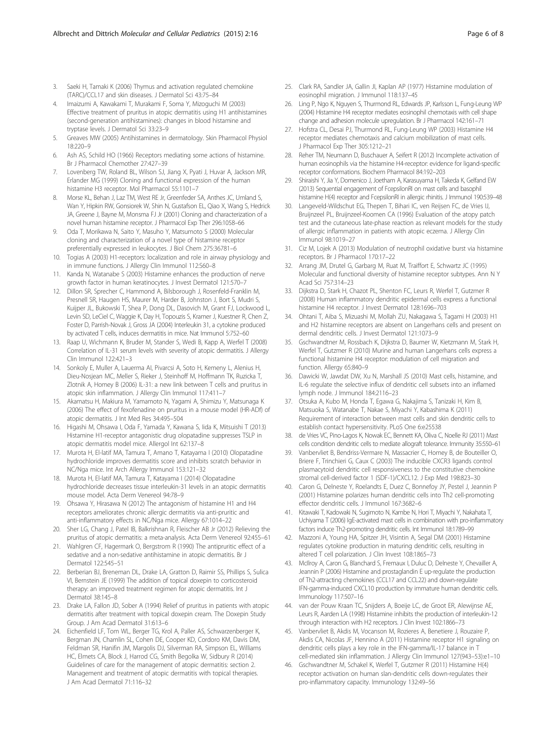3. Saeki H, Tamaki K (2006) Thymus and activation regulated chemokine (TARC)/CCL17 and skin diseases. J Dermatol Sci 43:75–84
4. Imaizumi A, Kawakami T, Murakami F, Soma Y, Mizoguchi M (2003) Effective treatment of pruritus in atopic dermatitis using H1 antihistamines (second-generation antihistamines): changes in blood histamine and tryptase levels. J Dermatol Sci 33:23–9
5. Greaves MW (2005) Antihistamines in dermatology. Skin Pharmacol Physiol 18:220–9
6. Ash AS, Schild HO (1966) Receptors mediating some actions of histamine. Br J Pharmacol Chemother 27:427–39
7. Lovenberg TW, Roland BL, Wilson SJ, Jiang X, Pyati J, Huvar A, Jackson MR, Erlander MG (1999) Cloning and functional expression of the human histamine H3 receptor. Mol Pharmacol 55:1101–7
8. Morse KL, Behan J, Laz TM, West RE Jr, Greenfeder SA, Anthes JC, Umland S, Wan Y, Hipkin RW, Gonsiorek W, Shin N, Gustafson EL, Qiao X, Wang S, Hedrick JA, Greene J, Bayne M, Monsma FJ Jr (2001) Cloning and characterization of a novel human histamine receptor. J Pharmacol Exp Ther 296:1058–66
9. Oda T, Morikawa N, Saito Y, Masuho Y, Matsumoto S (2000) Molecular cloning and characterization of a novel type of histamine receptor preferentially expressed in leukocytes. J Biol Chem 275:36781–6
10. Togias A (2003) H1-receptors: localization and role in airway physiology and in immune functions. J Allergy Clin Immunol 112:S60–8
11. Kanda N, Watanabe S (2003) Histamine enhances the production of nerve growth factor in human keratinocytes. J Invest Dermatol 121:570–7
12. Dillon SR, Sprecher C, Hammond A, Bilsborough J, Rosenfeld-Franklin M, Presnell SR, Haugen HS, Maurer M, Harder B, Johnston J, Bort S, Mudri S, Kuijper JL, Bukowski T, Shea P, Dong DL, Dasovich M, Grant FJ, Lockwood L, Levin SD, LeCiel C, Waggie K, Day H, Topouzis S, Kramer J, Kuestner R, Chen Z, Foster D, Parrish-Novak J, Gross JA (2004) Interleukin 31, a cytokine produced by activated T cells, induces dermatitis in mice. Nat Immunol 5:752–60
13. Raap U, Wichmann K, Bruder M, Stander S, Wedi B, Kapp A, Werfel T (2008) Correlation of IL-31 serum levels with severity of atopic dermatitis. J Allergy Clin Immunol 122:421–3
14. Sonkoly E, Muller A, Lauerma AI, Pivarcsi A, Soto H, Kemeny L, Alenius H, Dieu-Nosjean MC, Meller S, Rieker J, Steinhoff M, Hoffmann TK, Ruzicka T, Zlotnik A, Homey B (2006) IL-31: a new link between T cells and pruritus in atopic skin inflammation. J Allergy Clin Immunol 117:411–7
15. Akamatsu H, Makiura M, Yamamoto N, Yagami A, Shimizu Y, Matsunaga K (2006) The effect of fexofenadine on pruritus in a mouse model (HR-ADf) of atopic dermatitis. J Int Med Res 34:495–504
16. Higashi M, Ohsawa I, Oda F, Yamada Y, Kawana S, Iida K, Mitsuishi T (2013) Histamine H1-receptor antagonistic drug olopatadine suppresses TSLP in atopic dermatitis model mice. Allergol Int 62:137–8
17. Murota H, El-latif MA, Tamura T, Amano T, Katayama I (2010) Olopatadine hydrochloride improves dermatitis score and inhibits scratch behavior in NC/Nga mice. Int Arch Allergy Immunol 153:121–32
18. Murota H, El-latif MA, Tamura T, Katayama I (2014) Olopatadine hydrochloride decreases tissue interleukin-31 levels in an atopic dermatitis mouse model. Acta Derm Venereol 94:78–9
19. Ohsawa Y, Hirasawa N (2012) The antagonism of histamine H1 and H4 receptors ameliorates chronic allergic dermatitis via anti-pruritic and anti-inflammatory effects in NC/Nga mice. Allergy 67:1014–22
20. Sher LG, Chang J, Patel IB, Balkrishnan R, Fleischer AB Jr (2012) Relieving the pruritus of atopic dermatitis: a meta-analysis. Acta Derm Venereol 92:455–61
21. Wahlgren CF, Hagermark O, Bergstrom R (1990) The antipruritic effect of a sedative and a non-sedative antihistamine in atopic dermatitis. Br J Dermatol 122:545–51
22. Berberian BJ, Breneman DL, Drake LA, Gratton D, Raimir SS, Phillips S, Sulica VI, Bernstein JE (1999) The addition of topical doxepin to corticosteroid therapy: an improved treatment regimen for atopic dermatitis. Int J Dermatol 38:145–8
23. Drake LA, Fallon JD, Sober A (1994) Relief of pruritus in patients with atopic dermatitis after treatment with topical doxepin cream. The Doxepin Study Group. J Am Acad Dermatol 31:613–6
24. Eichenfield LF, Tom WL, Berger TG, Krol A, Paller AS, Schwarzenberger K, Bergman JN, Chamlin SL, Cohen DE, Cooper KD, Cordoro KM, Davis DM, Feldman SR, Hanifin JM, Margolis DJ, Silverman RA, Simpson EL, Williams HC, Elmets CA, Block J, Harrod CG, Smith Begolka W, Sidbury R (2014) Guidelines of care for the management of atopic dermatitis: section 2. Management and treatment of atopic dermatitis with topical therapies. J Am Acad Dermatol 71:116–32
25. Clark RA, Sandler JA, Gallin JI, Kaplan AP (1977) Histamine modulation of eosinophil migration. J Immunol 118:137–45
26. Ling P, Ngo K, Nguyen S, Thurmond RL, Edwards JP, Karlsson L, Fung-Leung WP (2004) Histamine H4 receptor mediates eosinophil chemotaxis with cell shape change and adhesion molecule upregulation. Br J Pharmacol 142:161–71
27. Hofstra CL, Desai PJ, Thurmond RL, Fung-Leung WP (2003) Histamine H4 receptor mediates chemotaxis and calcium mobilization of mast cells. J Pharmacol Exp Ther 305:1212–21
28. Reher TM, Neumann D, Buschauer A, Seifert R (2012) Incomplete activation of human eosinophils via the histamine H4-receptor: evidence for ligand-specific receptor conformations. Biochem Pharmacol 84:192–203
29. Shiraishi Y, Jia Y, Domenico J, Joetham A, Karasuyama H, Takeda K, Gelfand EW (2013) Sequential engagement of FcepsilonRI on mast cells and basophil histamine H(4) receptor and FcepsilonRI in allergic rhinitis. J Immunol 190:539–48
30. Langeveld-Wildschut EG, Thepen T, Bihari IC, ven Reijsen FC, de Vries IJ, Bruijnzeel PL, Bruijnzeel-Koomen CA (1996) Evaluation of the atopy patch test and the cutaneous late-phase reaction as relevant models for the study of allergic inflammation in patients with atopic eczema. J Allergy Clin Immunol 98:1019–27
31. Ciz M, Lojek A (2013) Modulation of neutrophil oxidative burst via histamine receptors. Br J Pharmacol 170:17–22
32. Arrang JM, Drutel G, Garbarg M, Ruat M, Traiffort E, Schwartz JC (1995) Molecular and functional diversity of histamine receptor subtypes. Ann N Y Acad Sci 757:314–23
33. Dijkstra D, Stark H, Chazot PL, Shenton FC, Leurs R, Werfel T, Gutzmer R (2008) Human inflammatory dendritic epidermal cells express a functional histamine H4 receptor. J Invest Dermatol 128:1696–703
34. Ohtani T, Aiba S, Mizuashi M, Mollah ZU, Nakagawa S, Tagami H (2003) H1 and H2 histamine receptors are absent on Langerhans cells and present on dermal dendritic cells. J Invest Dermatol 121:1073–9
35. Gschwandtner M, Rossbach K, Dijkstra D, Baumer W, Kietzmann M, Stark H, Werfel T, Gutzmer R (2010) Murine and human Langerhans cells express a functional histamine H4 receptor: modulation of cell migration and function. Allergy 65:840–9
36. Dawicki W, Jawdat DW, Xu N, Marshall JS (2010) Mast cells, histamine, and IL-6 regulate the selective influx of dendritic cell subsets into an inflamed lymph node. J Immunol 184:2116–23
37. Otsuka A, Kubo M, Honda T, Egawa G, Nakajima S, Tanizaki H, Kim B, Matsuoka S, Watanabe T, Nakae S, Miyachi Y, Kabashima K (2011) Requirement of interaction between mast cells and skin dendritic cells to establish contact hypersensitivity. PLoS One 6:e25538
38. de Vries VC, Pino-Lagos K, Nowak EC, Bennett KA, Oliva C, Noelle RJ (2011) Mast cells condition dendritic cells to mediate allograft tolerance. Immunity 35:550–61
39. Vanbervliet B, Bendriss-Vermare N, Massacrier C, Homey B, de Bouteiller O, Briere F, Trinchieri G, Caux C (2003) The inducible CXCR3 ligands control plasmacytoid dendritic cell responsiveness to the constitutive chemokine stromal cell-derived factor 1 (SDF-1)/CXCL12. J Exp Med 198:823–30
40. Caron G, Delneste Y, Roelandts E, Duez C, Bonnefoy JY, Pestel J, Jeannin P (2001) Histamine polarizes human dendritic cells into Th2 cell-promoting effector dendritic cells. J Immunol 167:3682–6
41. Kitawaki T, Kadowaki N, Sugimoto N, Kambe N, Hori T, Miyachi Y, Nakahata T, Uchiyama T (2006) IgE-activated mast cells in combination with pro-inflammatory factors induce Th2-promoting dendritic cells. Int Immunol 18:1789–99
42. Mazzoni A, Young HA, Spitzer JH, Visintin A, Segal DM (2001) Histamine regulates cytokine production in maturing dendritic cells, resulting in altered T cell polarization. J Clin Invest 108:1865–73
43. McIlroy A, Caron G, Blanchard S, Fremaux I, Duluc D, Delneste Y, Chevailler A, Jeannin P (2006) Histamine and prostaglandin E up-regulate the production of Th2-attracting chemokines (CCL17 and CCL22) and down-regulate IFN-gamma-induced CXCL10 production by immature human dendritic cells. Immunology 117:507–16
44. van der Pouw Kraan TC, Snijders A, Boeije LC, de Groot ER, Alewijnse AE, Leurs R, Aarden LA (1998) Histamine inhibits the production of interleukin-12 through interaction with H2 receptors. J Clin Invest 102:1866–73
45. Vanbervliet B, Akdis M, Vocanson M, Rozieres A, Benetiere J, Rouzaire P, Akdis CA, Nicolas JF, Hennino A (2011) Histamine receptor H1 signaling on dendritic cells plays a key role in the IFN-gamma/IL-17 balance in T cell-mediated skin inflammation. J Allergy Clin Immunol 127(943–53):e1–10
46. Gschwandtner M, Schakel K, Werfel T, Gutzmer R (2011) Histamine H(4) receptor activation on human slan-dendritic cells down-regulates their pro-inflammatory capacity. Immunology 132:49–56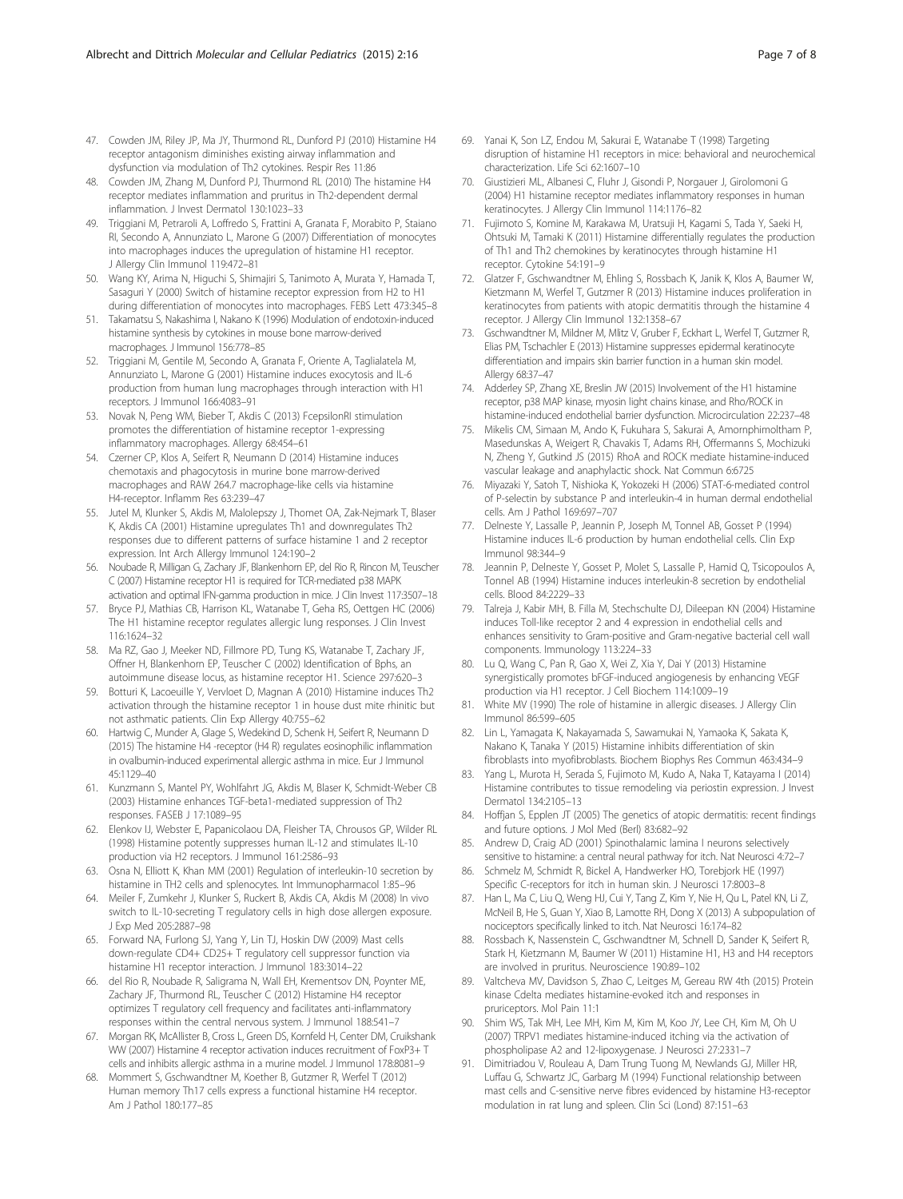47. Cowden JM, Riley JP, Ma JY, Thurmond RL, Dunford PJ (2010) Histamine H4 receptor antagonism diminishes existing airway inflammation and dysfunction via modulation of Th2 cytokines. Respir Res 11:86
48. Cowden JM, Zhang M, Dunford PJ, Thurmond RL (2010) The histamine H4 receptor mediates inflammation and pruritus in Th2-dependent dermal inflammation. J Invest Dermatol 130:1023–33
49. Triggiani M, Petraroli A, Loffredo S, Frattini A, Granata F, Morabito P, Staiano RI, Secondo A, Annunziato L, Marone G (2007) Differentiation of monocytes into macrophages induces the upregulation of histamine H1 receptor. J Allergy Clin Immunol 119:472–81
50. Wang KY, Arima N, Higuchi S, Shimajiri S, Tanimoto A, Murata Y, Hamada T, Sasaguri Y (2000) Switch of histamine receptor expression from H2 to H1 during differentiation of monocytes into macrophages. FEBS Lett 473:345–8
51. Takamatsu S, Nakashima I, Nakano K (1996) Modulation of endotoxin-induced histamine synthesis by cytokines in mouse bone marrow-derived macrophages. J Immunol 156:778–85
52. Triggiani M, Gentile M, Secondo A, Granata F, Oriente A, Taglialatela M, Annunziato L, Marone G (2001) Histamine induces exocytosis and IL-6 production from human lung macrophages through interaction with H1 receptors. J Immunol 166:4083–91
53. Novak N, Peng WM, Bieber T, Akdis C (2013) FcepsilonRI stimulation promotes the differentiation of histamine receptor 1-expressing inflammatory macrophages. Allergy 68:454–61
54. Czerner CP, Klos A, Seifert R, Neumann D (2014) Histamine induces chemotaxis and phagocytosis in murine bone marrow-derived macrophages and RAW 264.7 macrophage-like cells via histamine H4-receptor. Inflamm Res 63:239–47
55. Jutel M, Klunker S, Akdis M, Malolepszy J, Thomet OA, Zak-Nejmark T, Blaser K, Akdis CA (2001) Histamine upregulates Th1 and downregulates Th2 responses due to different patterns of surface histamine 1 and 2 receptor expression. Int Arch Allergy Immunol 124:190–2
56. Noubade R, Milligan G, Zachary JF, Blankenhorn EP, del Rio R, Rincon M, Teuscher C (2007) Histamine receptor H1 is required for TCR-mediated p38 MAPK activation and optimal IFN-gamma production in mice. J Clin Invest 117:3507–18
57. Bryce PJ, Mathias CB, Harrison KL, Watanabe T, Geha RS, Oettgen HC (2006) The H1 histamine receptor regulates allergic lung responses. J Clin Invest 116:1624–32
58. Ma RZ, Gao J, Meeker ND, Fillmore PD, Tung KS, Watanabe T, Zachary JF, Offner H, Blankenhorn EP, Teuscher C (2002) Identification of Bphs, an autoimmune disease locus, as histamine receptor H1. Science 297:620–3
59. Botturi K, Lacoeuille Y, Vervloet D, Magnan A (2010) Histamine induces Th2 activation through the histamine receptor 1 in house dust mite rhinitic but not asthmatic patients. Clin Exp Allergy 40:755–62
60. Hartwig C, Munder A, Glage S, Wedekind D, Schenk H, Seifert R, Neumann D (2015) The histamine H4 -receptor (H4 R) regulates eosinophilic inflammation in ovalbumin-induced experimental allergic asthma in mice. Eur J Immunol 45:1129–40
61. Kunzmann S, Mantel PY, Wohlfahrt JG, Akdis M, Blaser K, Schmidt-Weber CB (2003) Histamine enhances TGF-beta1-mediated suppression of Th2 responses. FASEB J 17:1089–95
62. Elenkov IJ, Webster E, Papanicolaou DA, Fleisher TA, Chrousos GP, Wilder RL (1998) Histamine potently suppresses human IL-12 and stimulates IL-10 production via H2 receptors. J Immunol 161:2586–93
63. Osna N, Elliott K, Khan MM (2001) Regulation of interleukin-10 secretion by histamine in TH2 cells and splenocytes. Int Immunopharmacol 1:85–96
64. Meiler F, Zumkehr J, Klunker S, Ruckert B, Akdis CA, Akdis M (2008) In vivo switch to IL-10-secreting T regulatory cells in high dose allergen exposure. J Exp Med 205:2887–98
65. Forward NA, Furlong SJ, Yang Y, Lin TJ, Hoskin DW (2009) Mast cells down-regulate CD4+ CD25+ T regulatory cell suppressor function via histamine H1 receptor interaction. J Immunol 183:3014–22
66. del Rio R, Noubade R, Saligrama N, Wall EH, Krementsov DN, Poynter ME, Zachary JF, Thurmond RL, Teuscher C (2012) Histamine H4 receptor optimizes T regulatory cell frequency and facilitates anti-inflammatory responses within the central nervous system. J Immunol 188:541–7
67. Morgan RK, McAllister B, Cross L, Green DS, Kornfeld H, Center DM, Cruikshank WW (2007) Histamine 4 receptor activation induces recruitment of FoxP3+ T cells and inhibits allergic asthma in a murine model. J Immunol 178:8081–9
68. Mommert S, Gschwandtner M, Koether B, Gutzmer R, Werfel T (2012) Human memory Th17 cells express a functional histamine H4 receptor. Am J Pathol 180:177–85
69. Yanai K, Son LZ, Endou M, Sakurai E, Watanabe T (1998) Targeting disruption of histamine H1 receptors in mice: behavioral and neurochemical characterization. Life Sci 62:1607–10
70. Giustizieri ML, Albanesi C, Fluhr J, Gisondi P, Norgauer J, Girolomoni G (2004) H1 histamine receptor mediates inflammatory responses in human keratinocytes. J Allergy Clin Immunol 114:1176–82
71. Fujimoto S, Komine M, Karakawa M, Uratsuji H, Kagami S, Tada Y, Saeki H, Ohtsuki M, Tamaki K (2011) Histamine differentially regulates the production of Th1 and Th2 chemokines by keratinocytes through histamine H1 receptor. Cytokine 54:191–9
72. Glatzer F, Gschwandtner M, Ehling S, Rossbach K, Janik K, Klos A, Baumer W, Kietzmann M, Werfel T, Gutzmer R (2013) Histamine induces proliferation in keratinocytes from patients with atopic dermatitis through the histamine 4 receptor. J Allergy Clin Immunol 132:1358–67
73. Gschwandtner M, Mildner M, Mlitz V, Gruber F, Eckhart L, Werfel T, Gutzmer R, Elias PM, Tschachler E (2013) Histamine suppresses epidermal keratinocyte differentiation and impairs skin barrier function in a human skin model. Allergy 68:37–47
74. Adderley SP, Zhang XE, Breslin JW (2015) Involvement of the H1 histamine receptor, p38 MAP kinase, myosin light chains kinase, and Rho/ROCK in histamine-induced endothelial barrier dysfunction. Microcirculation 22:237–48
75. Mikelis CM, Simaan M, Ando K, Fukuhara S, Sakurai A, Amornphimoltham P, Masedunskas A, Weigert R, Chavakis T, Adams RH, Offermanns S, Mochizuki N, Zheng Y, Gutkind JS (2015) RhoA and ROCK mediate histamine-induced vascular leakage and anaphylactic shock. Nat Commun 6:6725
76. Miyazaki Y, Satoh T, Nishioka K, Yokozeki H (2006) STAT-6-mediated control of P-selectin by substance P and interleukin-4 in human dermal endothelial cells. Am J Pathol 169:697–707
77. Delneste Y, Lassalle P, Jeannin P, Joseph M, Tonnel AB, Gosset P (1994) Histamine induces IL-6 production by human endothelial cells. Clin Exp Immunol 98:344–9
78. Jeannin P, Delneste Y, Gosset P, Molet S, Lassalle P, Hamid Q, Tsicopoulos A, Tonnel AB (1994) Histamine induces interleukin-8 secretion by endothelial cells. Blood 84:2229–33
79. Talreja J, Kabir MH, B. Filla M, Stechschulte DJ, Dileepan KN (2004) Histamine induces Toll-like receptor 2 and 4 expression in endothelial cells and enhances sensitivity to Gram-positive and Gram-negative bacterial cell wall components. Immunology 113:224–33
80. Lu Q, Wang C, Pan R, Gao X, Wei Z, Xia Y, Dai Y (2013) Histamine synergistically promotes bFGF-induced angiogenesis by enhancing VEGF production via H1 receptor. J Cell Biochem 114:1009–19
81. White MV (1990) The role of histamine in allergic diseases. J Allergy Clin Immunol 86:599–605
82. Lin L, Yamagata K, Nakayamada S, Sawamukai N, Yamaoka K, Sakata K, Nakano K, Tanaka Y (2015) Histamine inhibits differentiation of skin fibroblasts into myofibroblasts. Biochem Biophys Res Commun 463:434–9
83. Yang L, Murota H, Serada S, Fujimoto M, Kudo A, Naka T, Katayama I (2014) Histamine contributes to tissue remodeling via periostin expression. J Invest Dermatol 134:2105–13
84. Hoffjan S, Epplen JT (2005) The genetics of atopic dermatitis: recent findings and future options. J Mol Med (Berl) 83:682–92
85. Andrew D, Craig AD (2001) Spinothalamic lamina I neurons selectively sensitive to histamine: a central neural pathway for itch. Nat Neurosci 4:72–7
86. Schmelz M, Schmidt R, Bickel A, Handwerker HO, Torebjork HE (1997) Specific C-receptors for itch in human skin. J Neurosci 17:8003–8
87. Han L, Ma C, Liu Q, Weng HJ, Cui Y, Tang Z, Kim Y, Nie H, Qu L, Patel KN, Li Z, McNeil B, He S, Guan Y, Xiao B, Lamotte RH, Dong X (2013) A subpopulation of nociceptors specifically linked to itch. Nat Neurosci 16:174–82
88. Rossbach K, Nassenstein C, Gschwandtner M, Schnell D, Sander K, Seifert R, Stark H, Kietzmann M, Baumer W (2011) Histamine H1, H3 and H4 receptors are involved in pruritus. Neuroscience 190:89–102
89. Valtcheva MV, Davidson S, Zhao C, Leitges M, Gereau RW 4th (2015) Protein kinase Cdelta mediates histamine-evoked itch and responses in pruriceptors. Mol Pain 11:1
90. Shim WS, Tak MH, Lee MH, Kim M, Kim M, Koo JY, Lee CH, Kim M, Oh U (2007) TRPV1 mediates histamine-induced itching via the activation of phospholipase A2 and 12-lipoxygenase. J Neurosci 27:2331–7
91. Dimitriadou V, Rouleau A, Dam Trung Tuong M, Newlands GJ, Miller HR, Luffau G, Schwartz JC, Garbarg M (1994) Functional relationship between mast cells and C-sensitive nerve fibres evidenced by histamine H3-receptor modulation in rat lung and spleen. Clin Sci (Lond) 87:151–63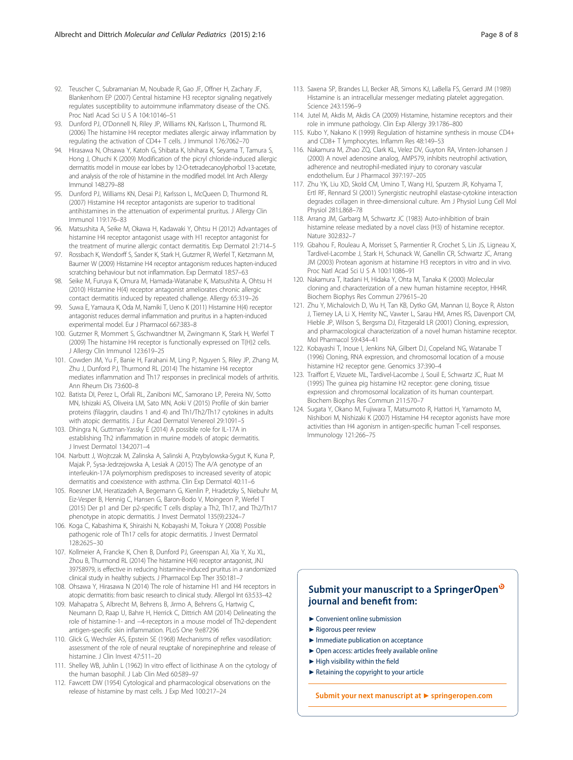92. Teuscher C, Subramanian M, Noubade R, Gao JF, Offner H, Zachary JF, Blankenhorn EP (2007) Central histamine H3 receptor signaling negatively regulates susceptibility to autoimmune inflammatory disease of the CNS. Proc Natl Acad Sci U S A 104:10146–51
93. Dunford PJ, O'Donnell N, Riley JP, Williams KN, Karlsson L, Thurmond RL (2006) The histamine H4 receptor mediates allergic airway inflammation by regulating the activation of CD4+ T cells. J Immunol 176:7062–70
94. Hirasawa N, Ohsawa Y, Katoh G, Shibata K, Ishihara K, Seyama T, Tamura S, Hong J, Ohuchi K (2009) Modification of the picryl chloride-induced allergic dermatitis model in mouse ear lobes by 12-O-tetradecanoylphorbol 13-acetate, and analysis of the role of histamine in the modified model. Int Arch Allergy Immunol 148:279–88
95. Dunford PJ, Williams KN, Desai PJ, Karlsson L, McQueen D, Thurmond RL (2007) Histamine H4 receptor antagonists are superior to traditional antihistamines in the attenuation of experimental pruritus. J Allergy Clin Immunol 119:176–83
96. Matsushita A, Seike M, Okawa H, Kadawaki Y, Ohtsu H (2012) Advantages of histamine H4 receptor antagonist usage with H1 receptor antagonist for the treatment of murine allergic contact dermatitis. Exp Dermatol 21:714–5
97. Rossbach K, Wendorff S, Sander K, Stark H, Gutzmer R, Werfel T, Kietzmann M, Baumer W (2009) Histamine H4 receptor antagonism reduces hapten-induced scratching behaviour but not inflammation. Exp Dermatol 18:57–63
98. Seike M, Furuya K, Omura M, Hamada-Watanabe K, Matsushita A, Ohtsu H (2010) Histamine H(4) receptor antagonist ameliorates chronic allergic contact dermatitis induced by repeated challenge. Allergy 65:319–26
99. Suwa E, Yamaura K, Oda M, Namiki T, Ueno K (2011) Histamine H(4) receptor antagonist reduces dermal inflammation and pruritus in a hapten-induced experimental model. Eur J Pharmacol 667:383–8
100. Gutzmer R, Mommert S, Gschwandtner M, Zwingmann K, Stark H, Werfel T (2009) The histamine H4 receptor is functionally expressed on T(H)2 cells. J Allergy Clin Immunol 123:619–25
101. Cowden JM, Yu F, Banie H, Farahani M, Ling P, Nguyen S, Riley JP, Zhang M, Zhu J, Dunford PJ, Thurmond RL (2014) The histamine H4 receptor mediates inflammation and Th17 responses in preclinical models of arthritis. Ann Rheum Dis 73:600–8
102. Batista DI, Perez L, Orfali RL, Zaniboni MC, Samorano LP, Pereira NV, Sotto MN, Ishizaki AS, Oliveira LM, Sato MN, Aoki V (2015) Profile of skin barrier proteins (filaggrin, claudins 1 and 4) and Th1/Th2/Th17 cytokines in adults with atopic dermatitis. J Eur Acad Dermatol Venereol 29:1091–5
103. Dhingra N, Guttman-Yassky E (2014) A possible role for IL-17A in establishing Th2 inflammation in murine models of atopic dermatitis. J Invest Dermatol 134:2071–4
104. Narbutt J, Wojtczak M, Zalinska A, Salinski A, Przybylowska-Sygut K, Kuna P, Majak P, Sysa-Jedrzejowska A, Lesiak A (2015) The A/A genotype of an interleukin-17A polymorphism predisposes to increased severity of atopic dermatitis and coexistence with asthma. Clin Exp Dermatol 40:11–6
105. Roesner LM, Heratizadeh A, Begemann G, Kienlin P, Hradetzky S, Niebuhr M, Eiz-Vesper B, Hennig C, Hansen G, Baron-Bodo V, Moingeon P, Werfel T (2015) Der p1 and Der p2-specific T cells display a Th2, Th17, and Th2/Th17 phenotype in atopic dermatitis. J Invest Dermatol 135(9):2324–7
106. Koga C, Kabashima K, Shiraishi N, Kobayashi M, Tokura Y (2008) Possible pathogenic role of Th17 cells for atopic dermatitis. J Invest Dermatol 128:2625–30
107. Kollmeier A, Francke K, Chen B, Dunford PJ, Greenspan AJ, Xia Y, Xu XL, Zhou B, Thurmond RL (2014) The histamine H(4) receptor antagonist, JNJ 39758979, is effective in reducing histamine-induced pruritus in a randomized clinical study in healthy subjects. J Pharmacol Exp Ther 350:181–7
108. Ohsawa Y, Hirasawa N (2014) The role of histamine H1 and H4 receptors in atopic dermatitis: from basic research to clinical study. Allergol Int 63:533–42
109. Mahapatra S, Albrecht M, Behrens B, Jirmo A, Behrens G, Hartwig C, Neumann D, Raap U, Bahre H, Herrick C, Dittrich AM (2014) Delineating the role of histamine-1- and −4-receptors in a mouse model of Th2-dependent antigen-specific skin inflammation. PLoS One 9:e87296
110. Glick G, Wechsler AS, Epstein SE (1968) Mechanisms of reflex vasodilation: assessment of the role of neural reuptake of norepinephrine and release of histamine. J Clin Invest 47:511–20
111. Shelley WB, Juhlin L (1962) In vitro effect of licithinase A on the cytology of the human basophil. J Lab Clin Med 60:589–97
112. Fawcett DW (1954) Cytological and pharmacological observations on the release of histamine by mast cells. J Exp Med 100:217–24
113. Saxena SP, Brandes LJ, Becker AB, Simons KJ, LaBella FS, Gerrard JM (1989) Histamine is an intracellular messenger mediating platelet aggregation. Science 243:1596–9
114. Jutel M, Akdis M, Akdis CA (2009) Histamine, histamine receptors and their role in immune pathology. Clin Exp Allergy 39:1786–800
115. Kubo Y, Nakano K (1999) Regulation of histamine synthesis in mouse CD4+ and CD8+ T lymphocytes. Inflamm Res 48:149–53
116. Nakamura M, Zhao ZQ, Clark KL, Velez DV, Guyton RA, Vinten-Johansen J (2000) A novel adenosine analog, AMP579, inhibits neutrophil activation, adherence and neutrophil-mediated injury to coronary vascular endothelium. Eur J Pharmacol 397:197–205
117. Zhu YK, Liu XD, Skold CM, Umino T, Wang HJ, Spurzem JR, Kohyama T, Ertl RF, Rennard SI (2001) Synergistic neutrophil elastase-cytokine interaction degrades collagen in three-dimensional culture. Am J Physiol Lung Cell Mol Physiol 281:L868–78
118. Arrang JM, Garbarg M, Schwartz JC (1983) Auto-inhibition of brain histamine release mediated by a novel class (H3) of histamine receptor. Nature 302:832–7
119. Gbahou F, Rouleau A, Morisset S, Parmentier R, Crochet S, Lin JS, Ligneau X, Tardivel-Lacombe J, Stark H, Schunack W, Ganellin CR, Schwartz JC, Arrang JM (2003) Protean agonism at histamine H3 receptors in vitro and in vivo. Proc Natl Acad Sci U S A 100:11086–91
120. Nakamura T, Itadani H, Hidaka Y, Ohta M, Tanaka K (2000) Molecular cloning and characterization of a new human histamine receptor, HH4R. Biochem Biophys Res Commun 279:615–20
121. Zhu Y, Michalovich D, Wu H, Tan KB, Dytko GM, Mannan IJ, Boyce R, Alston J, Tierney LA, Li X, Herrity NC, Vawter L, Sarau HM, Ames RS, Davenport CM, Hieble JP, Wilson S, Bergsma DJ, Fitzgerald LR (2001) Cloning, expression, and pharmacological characterization of a novel human histamine receptor. Mol Pharmacol 59:434–41
122. Kobayashi T, Inoue I, Jenkins NA, Gilbert DJ, Copeland NG, Watanabe T (1996) Cloning, RNA expression, and chromosomal location of a mouse histamine H2 receptor gene. Genomics 37:390–4
123. Traiffort E, Vizuete ML, Tardivel-Lacombe J, Souil E, Schwartz JC, Ruat M (1995) The guinea pig histamine H2 receptor: gene cloning, tissue expression and chromosomal localization of its human counterpart. Biochem Biophys Res Commun 211:570–7
124. Sugata Y, Okano M, Fujiwara T, Matsumoto R, Hattori H, Yamamoto M, Nishibori M, Nishizaki K (2007) Histamine H4 receptor agonists have more activities than H4 agonism in antigen-specific human T-cell responses. Immunology 121:266–75

**Submit your manuscript to a SpringerOpen journal and benefit from:**

- ► Convenient online submission
- ► Rigorous peer review
- ► Immediate publication on acceptance
- ► Open access: articles freely available online
- ► High visibility within the field
- ► Retaining the copyright to your article

**Submit your next manuscript at ► springeropen.com**